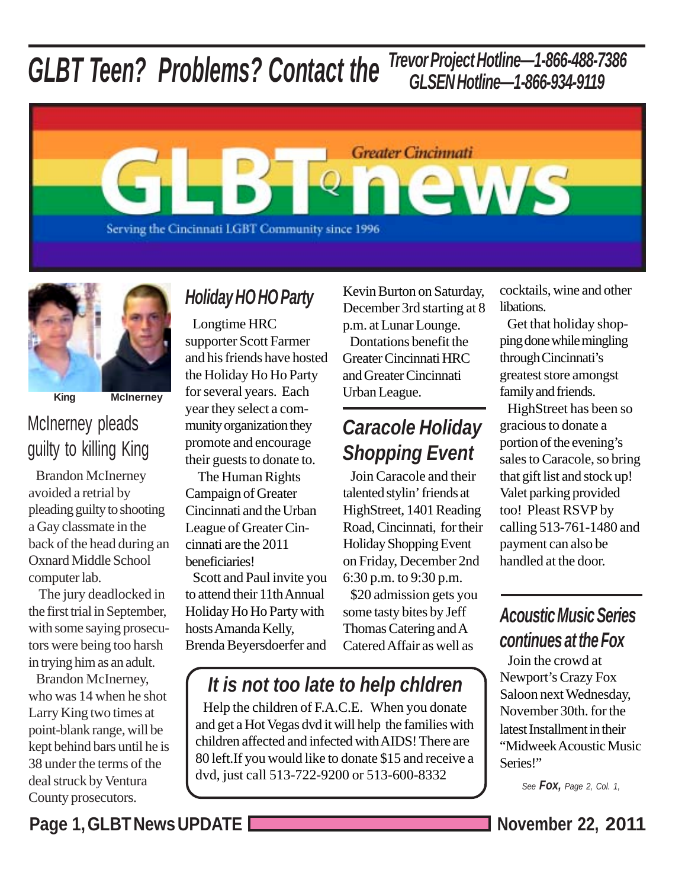GLBT Teen? Problems? Contact the Trevor Project Hotline—1-866-488-7386 GLSEN Hotline—1-866-934-9119

# Greater Cincinnati GLBTQ news

Serving the Cincinnati LGBT Community since 1996

King McInerney

## McInerney pleads guilty to killing King

Brandon McInerney avoided a retrial by pleading guilty to shooting a Gay classmate in the back of the head during an Oxnard Middle School computer lab.

The jury deadlocked in the first trial in September, with some saying prosecutors were being too harsh in trying him as an adult.

Brandon McInerney, who was 14 when he shot Larry King two times at point-blank range, will be kept behind bars until he is 38 under the terms of the deal struck by Ventura County prosecutors.

## Holiday HO HO Party

Longtime HRC supporter Scott Farmer and his friends have hosted the Holiday Ho Ho Party for several years. Each year they select a community organization they promote and encourage their guests to donate to.

The Human Rights Campaign of Greater Cincinnati and the Urban League of Greater Cincinnati are the 2011 beneficiaries!

Scott and Paul invite you to attend their 11th Annual Holiday Ho Ho Party with hosts Amanda Kelly, Brenda Beyersdoerfer and Kevin Burton on Saturday, December 3rd starting at 8 p.m. at Lunar Lounge.

Dontations benefit the Greater Cincinnati HRC and Greater Cincinnati Urban League.

## Caracole Holiday Shopping Event

Join Caracole and their talented stylin' friends at HighStreet, 1401 Reading Road, Cincinnati, for their Holiday Shopping Event on Friday, December 2nd 6:30 p.m. to 9:30 p.m.

$20 admission gets you some tasty bites by Jeff Thomas Catering and A Catered Affair as well as cocktails, wine and other libations.

Get that holiday shopping done while mingling through Cincinnati's greatest store amongst family and friends.

HighStreet has been so gracious to donate a portion of the evening's sales to Caracole, so bring that gift list and stock up! Valet parking provided too! Pleast RSVP by calling 513-761-1480 and payment can also be handled at the door.

## It is not too late to help chldren

Help the children of F.A.C.E. When you donate and get a Hot Vegas dvd it will help the families with children affected and infected with AIDS! There are 80 left.If you would like to donate $15 and receive a dvd, just call 513-722-9200 or 513-600-8332

## Acoustic Music Series continues at the Fox

Join the crowd at Newport's Crazy Fox Saloon next Wednesday, November 30th. for the latest Installment in their "Midweek Acoustic Music Series!"

*See **Fox,** Page 2, Col. 1,*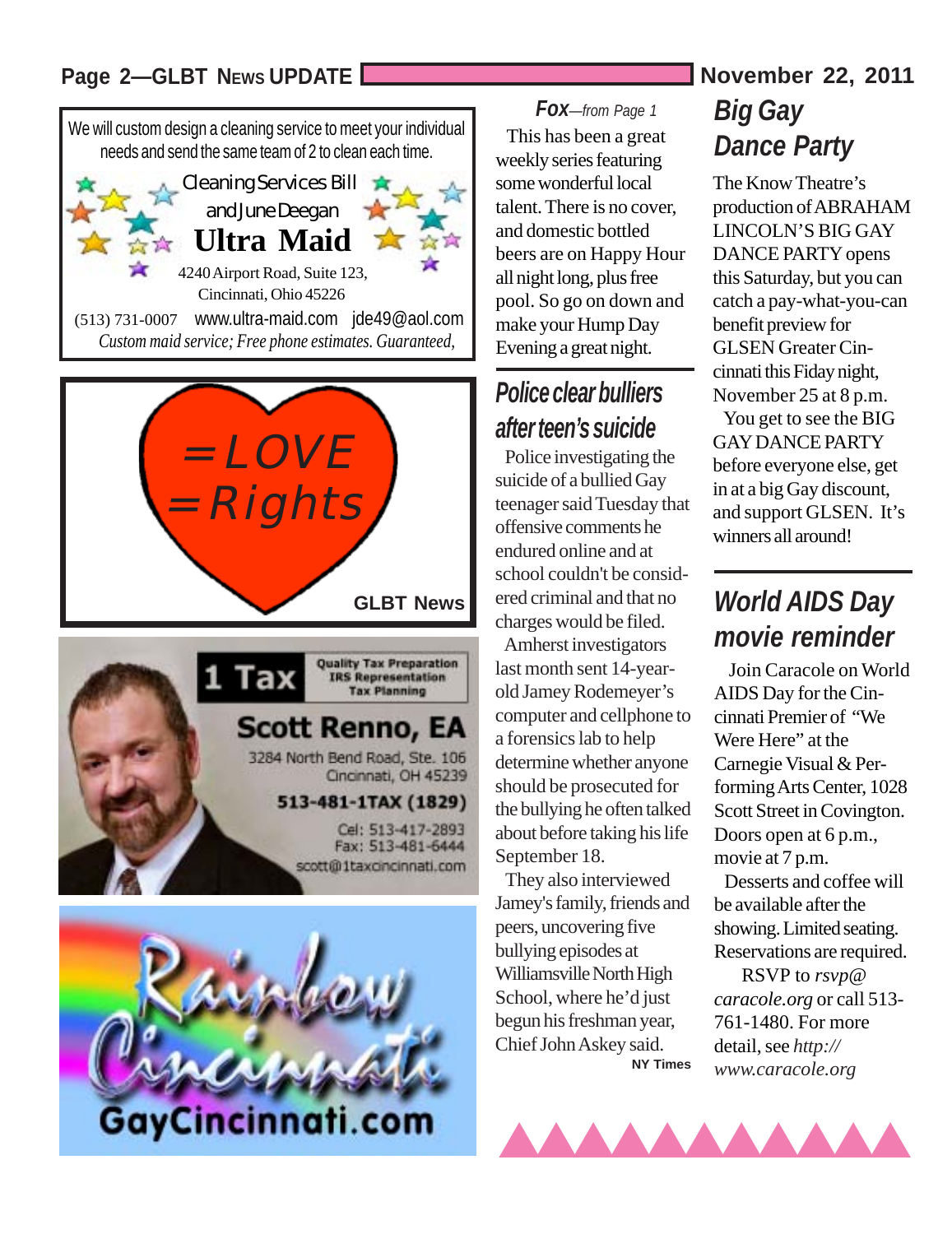We will custom design a cleaning service to meet your individual needs and send the same team of 2 to clean each time.

Cleaning Services Bill and June Deegan

**Ultra Maid**

4240 Airport Road, Suite 123,
Cincinnati, Ohio 45226

(513) 731-0007 www.ultra-maid.com jde49@aol.com

*Custom maid service; Free phone estimates. Guaranteed,*

=LOVE
=Rights

GLBT News

**1 Tax** Quality Tax Preparation, IRS Representation, Tax Planning

**Scott Renno, EA**

3284 North Bend Road, Ste. 106
Cincinnati, OH 45239

**513-481-1TAX (1829)**

Cel: 513-417-2893
Fax: 513-481-6444
scott@1taxcincinnati.com

Rainbow Cincinnati

GayCincinnati.com

***Fox****—from Page 1*

This has been a great weekly series featuring some wonderful local talent. There is no cover, and domestic bottled beers are on Happy Hour all night long, plus free pool. So go on down and make your Hump Day Evening a great night.

## *Police clear bulliers after teen's suicide*

Police investigating the suicide of a bullied Gay teenager said Tuesday that offensive comments he endured online and at school couldn't be considered criminal and that no charges would be filed.

Amherst investigators last month sent 14-year-old Jamey Rodemeyer's computer and cellphone to a forensics lab to help determine whether anyone should be prosecuted for the bullying he often talked about before taking his life September 18.

They also interviewed Jamey's family, friends and peers, uncovering five bullying episodes at Williamsville North High School, where he'd just begun his freshman year, Chief John Askey said.

**NY Times**

## *Big Gay Dance Party*

The Know Theatre's production of ABRAHAM LINCOLN'S BIG GAY DANCE PARTY opens this Saturday, but you can catch a pay-what-you-can benefit preview for GLSEN Greater Cincinnati this Fiday night, November 25 at 8 p.m.

You get to see the BIG GAY DANCE PARTY before everyone else, get in at a big Gay discount, and support GLSEN. It's winners all around!

## *World AIDS Day movie reminder*

Join Caracole on World AIDS Day for the Cincinnati Premier of "We Were Here" at the Carnegie Visual & Performing Arts Center, 1028 Scott Street in Covington. Doors open at 6 p.m., movie at 7 p.m.

Desserts and coffee will be available after the showing. Limited seating. Reservations are required.

RSVP to *rsvp@caracole.org* or call 513-761-1480. For more detail, see *http://www.caracole.org*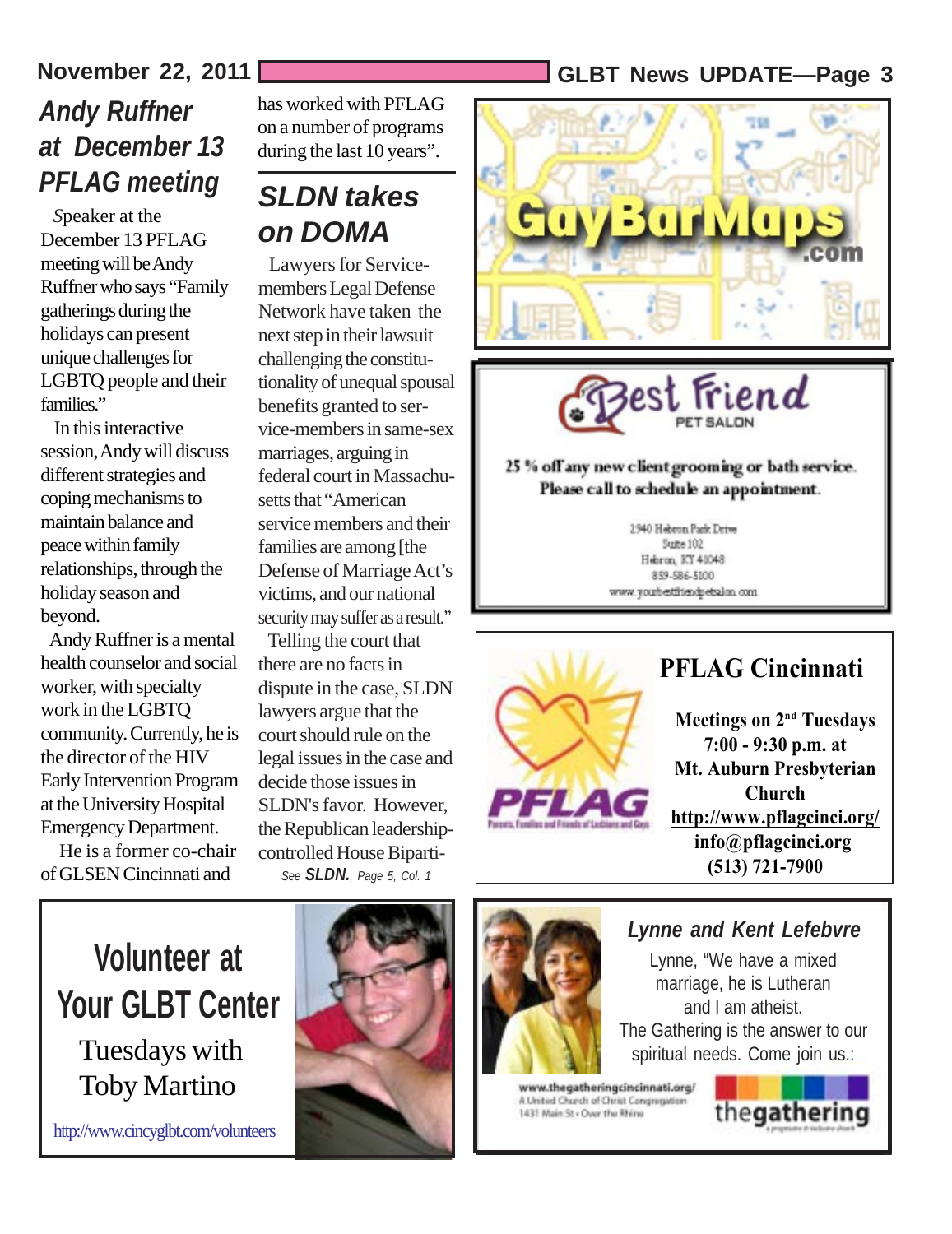## Andy Ruffner at December 13 PFLAG meeting

Speaker at the December 13 PFLAG meeting will be Andy Ruffner who says "Family gatherings during the holidays can present unique challenges for LGBTQ people and their families."

In this interactive session, Andy will discuss different strategies and coping mechanisms to maintain balance and peace within family relationships, through the holiday season and beyond.

Andy Ruffner is a mental health counselor and social worker, with specialty work in the LGBTQ community. Currently, he is the director of the HIV Early Intervention Program at the University Hospital Emergency Department.

He is a former co-chair of GLSEN Cincinnati and has worked with PFLAG on a number of programs during the last 10 years".

## SLDN takes on DOMA

Lawyers for Servicemembers Legal Defense Network have taken the next step in their lawsuit challenging the constitutionality of unequal spousal benefits granted to service-members in same-sex marriages, arguing in federal court in Massachusetts that "American service members and their families are among [the Defense of Marriage Act's victims, and our national security may suffer as a result."

Telling the court that there are no facts in dispute in the case, SLDN lawyers argue that the court should rule on the legal issues in the case and decide those issues in SLDN's favor. However, the Republican leadership-controlled House Biparti-

*See **SLDN.**, Page 5, Col. 1*

---

**GayBarMaps.com**

---

**Best Friend PET SALON**

25 % off any new client grooming or bath service.
Please call to schedule an appointment.

2940 Hebron Park Drive
Suite 102
Hebron, KY 41048
859-586-5100
www.yourbestfriendpetsalon.com

---

**PFLAG Cincinnati**

PFLAG — Parents, Families and Friends of Lesbians and Gays

**Meetings on 2nd Tuesdays**
**7:00 - 9:30 p.m. at**
**Mt. Auburn Presbyterian Church**
**http://www.pflagcinci.org/**
**info@pflagcinci.org**
**(513) 721-7900**

---

**Volunteer at Your GLBT Center**

Tuesdays with Toby Martino

http://www.cincyglbt.com/volunteers

---

***Lynne and Kent Lefebvre***

Lynne, "We have a mixed marriage, he is Lutheran and I am atheist. The Gathering is the answer to our spiritual needs. Come join us.:

www.thegatheringcincinnati.org/
A United Church of Christ Congregation
1431 Main St • Over the Rhine

thegathering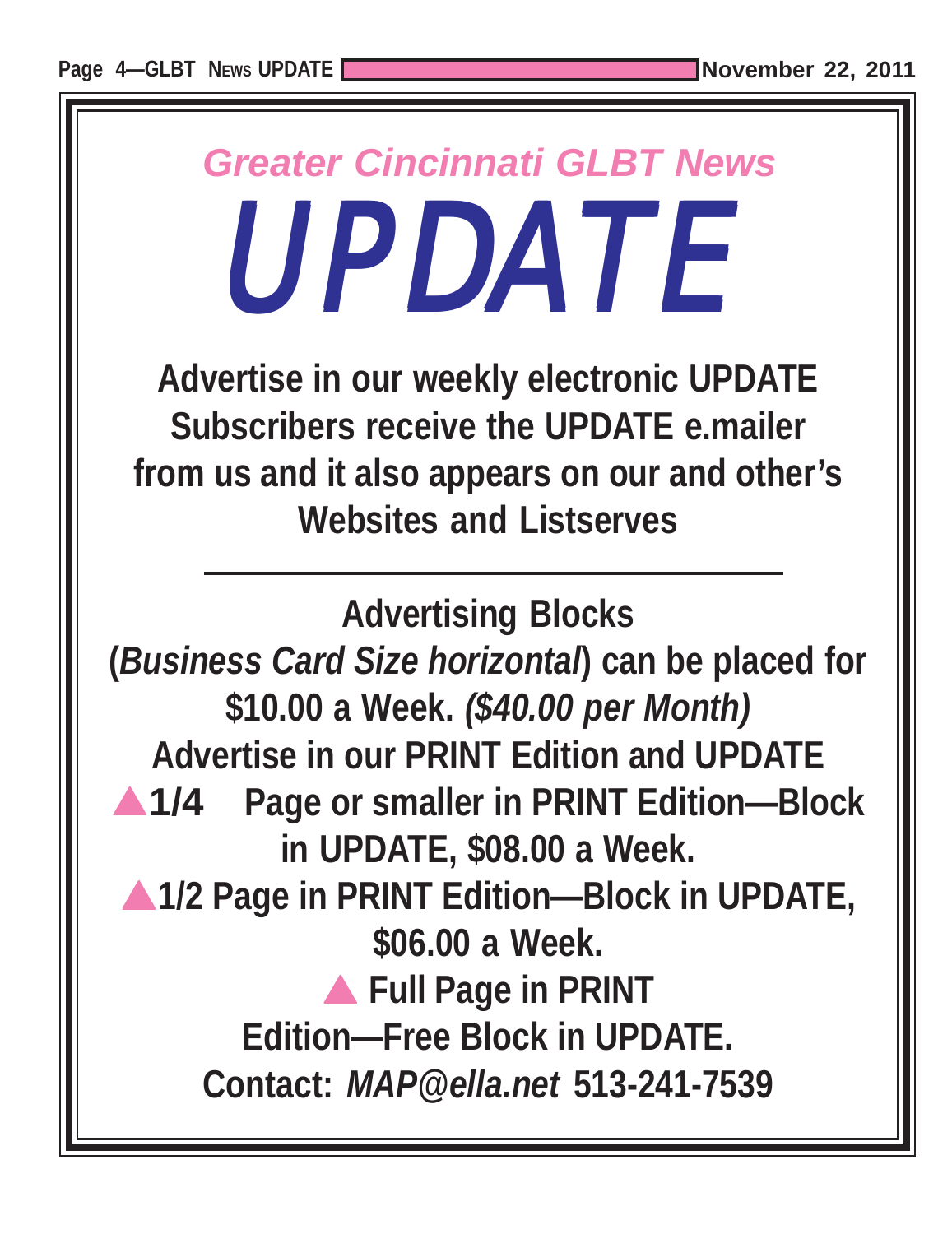## *Greater Cincinnati GLBT News*

# *UPDATE*

**Advertise in our weekly electronic UPDATE Subscribers receive the UPDATE e.mailer from us and it also appears on our and other's Websites and Listserves**

---

**Advertising Blocks**

**(*Business Card Size horizontal*) can be placed for $10.00 a Week. *($40.00 per Month)***

**Advertise in our PRINT Edition and UPDATE**

- **1/4 Page or smaller in PRINT Edition—Block in UPDATE, $08.00 a Week.**
- **1/2 Page in PRINT Edition—Block in UPDATE, $06.00 a Week.**
- **Full Page in PRINT Edition—Free Block in UPDATE.**

**Contact: *MAP@ella.net* 513-241-7539**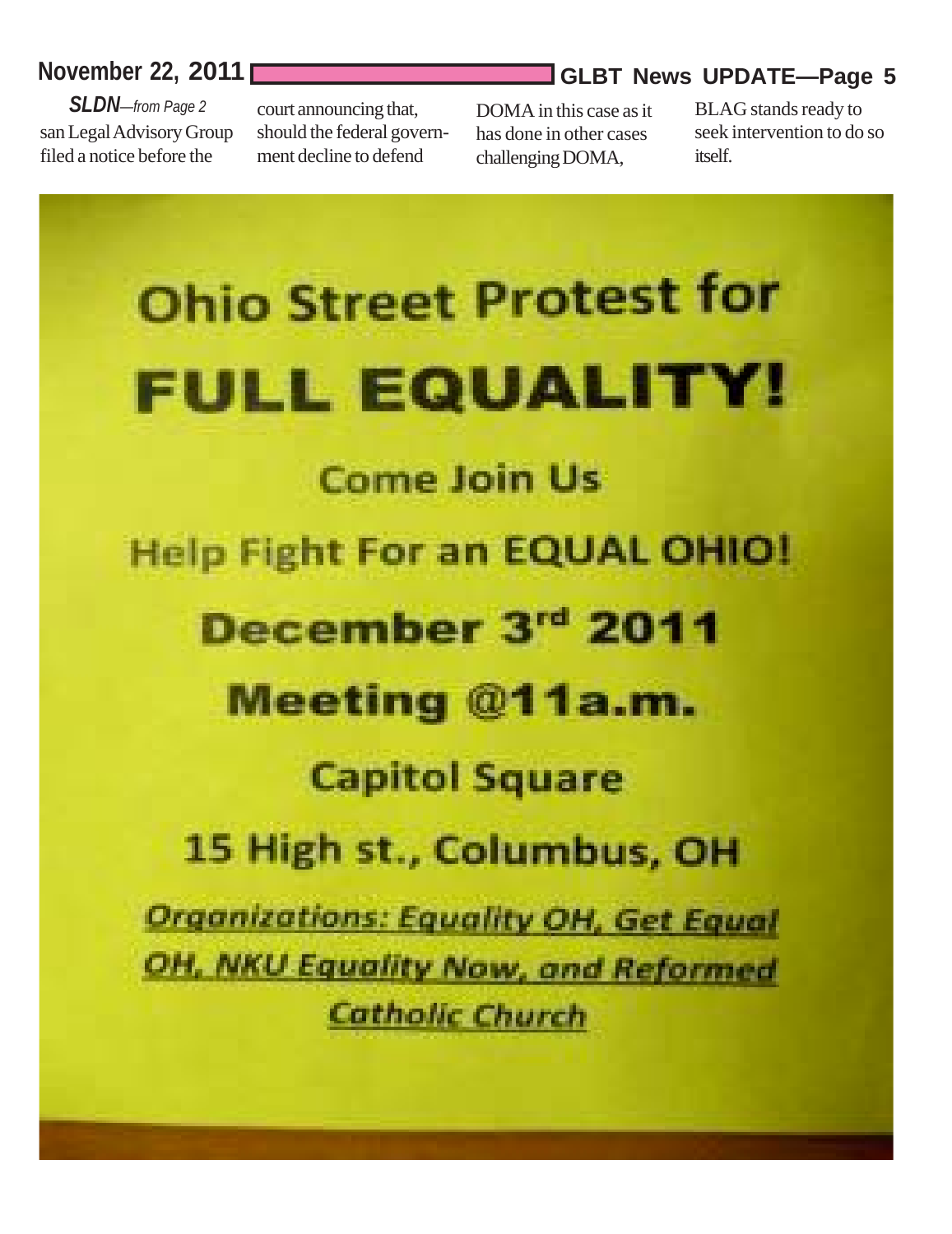*SLDN—from Page 2*

san Legal Advisory Group filed a notice before the court announcing that, should the federal government decline to defend DOMA in this case as it has done in other cases challenging DOMA, BLAG stands ready to seek intervention to do so itself.

# Ohio Street Protest for FULL EQUALITY!

## Come Join Us

## Help Fight For an EQUAL OHIO!

## December 3rd 2011

## Meeting @11a.m.

## Capitol Square

## 15 High st., Columbus, OH

***Organizations: Equality OH, Get Equal OH, NKU Equality Now, and Reformed Catholic Church***